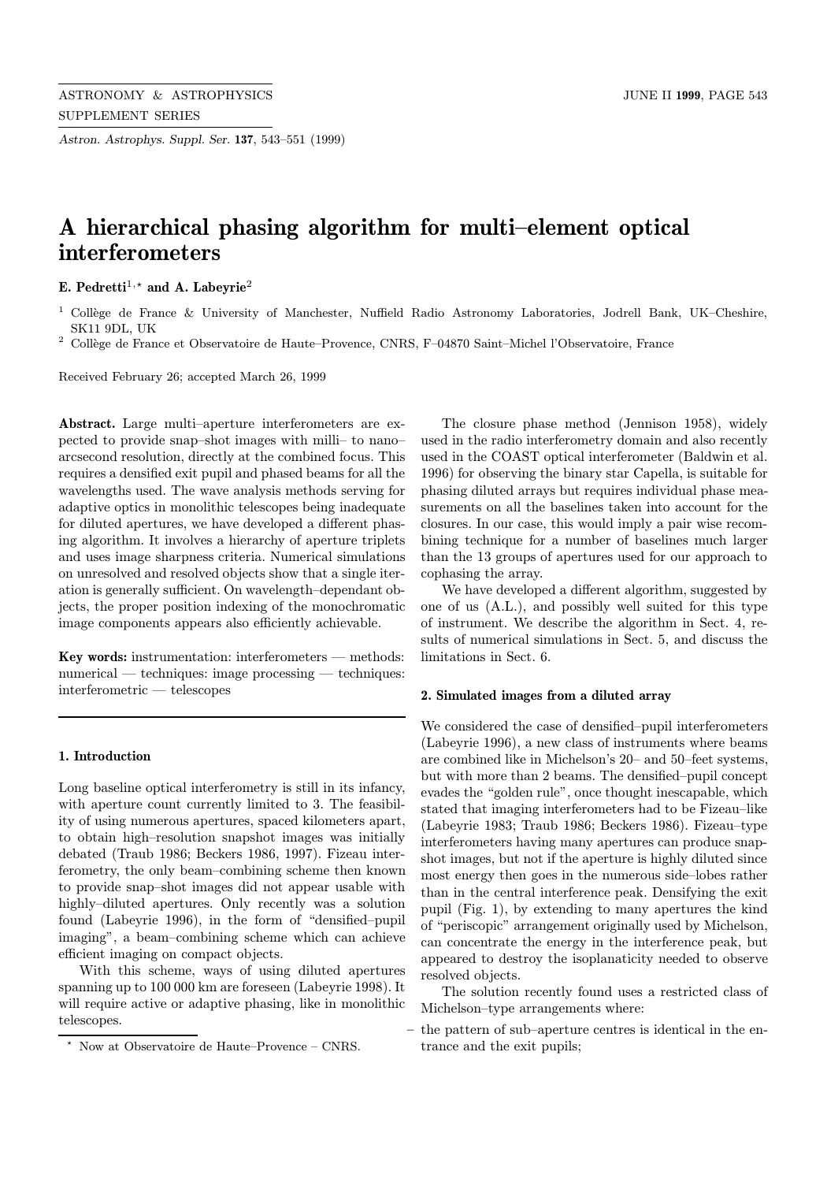# A hierarchical phasing algorithm for multi–element optical interferometers

**E. Pedretti**[1,⋆] **and A. Labeyrie**[2]

[1] Collège de France & University of Manchester, Nuffield Radio Astronomy Laboratories, Jodrell Bank, UK–Cheshire, SK11 9DL, UK

[2] Collège de France et Observatoire de Haute–Provence, CNRS, F–04870 Saint–Michel l'Observatoire, France

Received February 26; accepted March 26, 1999

**Abstract.** Large multi–aperture interferometers are expected to provide snap–shot images with milli– to nano–arcsecond resolution, directly at the combined focus. This requires a densified exit pupil and phased beams for all the wavelengths used. The wave analysis methods serving for adaptive optics in monolithic telescopes being inadequate for diluted apertures, we have developed a different phasing algorithm. It involves a hierarchy of aperture triplets and uses image sharpness criteria. Numerical simulations on unresolved and resolved objects show that a single iteration is generally sufficient. On wavelength–dependant objects, the proper position indexing of the monochromatic image components appears also efficiently achievable.

**Key words:** instrumentation: interferometers — methods: numerical — techniques: image processing — techniques: interferometric — telescopes

## 1. Introduction

Long baseline optical interferometry is still in its infancy, with aperture count currently limited to 3. The feasibility of using numerous apertures, spaced kilometers apart, to obtain high–resolution snapshot images was initially debated (Traub 1986; Beckers 1986, 1997). Fizeau interferometry, the only beam–combining scheme then known to provide snap–shot images did not appear usable with highly–diluted apertures. Only recently was a solution found (Labeyrie 1996), in the form of "densified–pupil imaging", a beam–combining scheme which can achieve efficient imaging on compact objects.

With this scheme, ways of using diluted apertures spanning up to 100 000 km are foreseen (Labeyrie 1998). It will require active or adaptive phasing, like in monolithic telescopes.

The closure phase method (Jennison 1958), widely used in the radio interferometry domain and also recently used in the COAST optical interferometer (Baldwin et al. 1996) for observing the binary star Capella, is suitable for phasing diluted arrays but requires individual phase measurements on all the baselines taken into account for the closures. In our case, this would imply a pair wise recombining technique for a number of baselines much larger than the 13 groups of apertures used for our approach to cophasing the array.

We have developed a different algorithm, suggested by one of us (A.L.), and possibly well suited for this type of instrument. We describe the algorithm in Sect. 4, results of numerical simulations in Sect. 5, and discuss the limitations in Sect. 6.

## 2. Simulated images from a diluted array

We considered the case of densified–pupil interferometers (Labeyrie 1996), a new class of instruments where beams are combined like in Michelson's 20– and 50–feet systems, but with more than 2 beams. The densified–pupil concept evades the "golden rule", once thought inescapable, which stated that imaging interferometers had to be Fizeau–like (Labeyrie 1983; Traub 1986; Beckers 1986). Fizeau–type interferometers having many apertures can produce snapshot images, but not if the aperture is highly diluted since most energy then goes in the numerous side–lobes rather than in the central interference peak. Densifying the exit pupil (Fig. 1), by extending to many apertures the kind of "periscopic" arrangement originally used by Michelson, can concentrate the energy in the interference peak, but appeared to destroy the isoplanaticity needed to observe resolved objects.

The solution recently found uses a restricted class of Michelson–type arrangements where:

– the pattern of sub–aperture centres is identical in the entrance and the exit pupils;

⋆ Now at Observatoire de Haute–Provence – CNRS.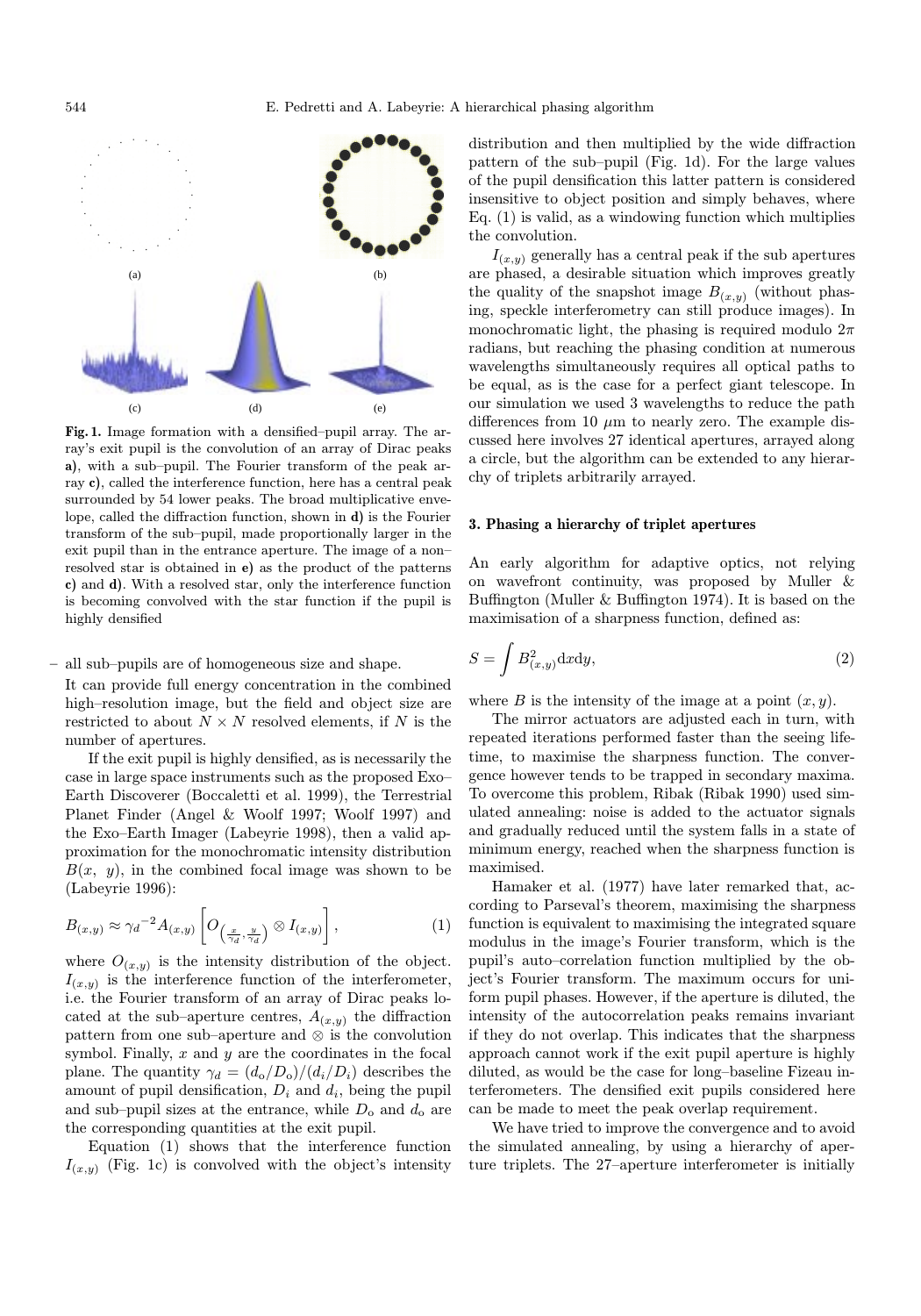**Fig. 1.** Image formation with a densified–pupil array. The array's exit pupil is the convolution of an array of Dirac peaks **a)**, with a sub–pupil. The Fourier transform of the peak array **c)**, called the interference function, here has a central peak surrounded by 54 lower peaks. The broad multiplicative envelope, called the diffraction function, shown in **d)** is the Fourier transform of the sub–pupil, made proportionally larger in the exit pupil than in the entrance aperture. The image of a non–resolved star is obtained in **e)** as the product of the patterns **c)** and **d)**. With a resolved star, only the interference function is becoming convolved with the star function if the pupil is highly densified

– all sub–pupils are of homogeneous size and shape.

It can provide full energy concentration in the combined high–resolution image, but the field and object size are restricted to about $N \times N$ resolved elements, if $N$ is the number of apertures.

If the exit pupil is highly densified, as is necessarily the case in large space instruments such as the proposed Exo–Earth Discoverer (Boccaletti et al. 1999), the Terrestrial Planet Finder (Angel & Woolf 1997; Woolf 1997) and the Exo–Earth Imager (Labeyrie 1998), then a valid approximation for the monochromatic intensity distribution $B(x,\ y)$, in the combined focal image was shown to be (Labeyrie 1996):

$$B_{(x,y)} \approx {\gamma_d}^{-2} A_{(x,y)} \left[ O_{\left(\frac{x}{\gamma_d}, \frac{y}{\gamma_d}\right)} \otimes I_{(x,y)} \right], \tag{1}$$

where $O_{(x,y)}$ is the intensity distribution of the object. $I_{(x,y)}$ is the interference function of the interferometer, i.e. the Fourier transform of an array of Dirac peaks located at the sub–aperture centres, $A_{(x,y)}$ the diffraction pattern from one sub–aperture and $\otimes$ is the convolution symbol. Finally, $x$ and $y$ are the coordinates in the focal plane. The quantity $\gamma_d = (d_\text{o}/D_\text{o})/(d_i/D_i)$ describes the amount of pupil densification, $D_i$ and $d_i$, being the pupil and sub–pupil sizes at the entrance, while $D_\text{o}$ and $d_\text{o}$ are the corresponding quantities at the exit pupil.

Equation (1) shows that the interference function $I_{(x,y)}$ (Fig. 1c) is convolved with the object's intensity distribution and then multiplied by the wide diffraction pattern of the sub–pupil (Fig. 1d). For the large values of the pupil densification this latter pattern is considered insensitive to object position and simply behaves, where Eq. (1) is valid, as a windowing function which multiplies the convolution.

$I_{(x,y)}$ generally has a central peak if the sub apertures are phased, a desirable situation which improves greatly the quality of the snapshot image $B_{(x,y)}$ (without phasing, speckle interferometry can still produce images). In monochromatic light, the phasing is required modulo $2\pi$ radians, but reaching the phasing condition at numerous wavelengths simultaneously requires all optical paths to be equal, as is the case for a perfect giant telescope. In our simulation we used 3 wavelengths to reduce the path differences from 10 $\mu$m to nearly zero. The example discussed here involves 27 identical apertures, arrayed along a circle, but the algorithm can be extended to any hierarchy of triplets arbitrarily arrayed.

## 3. Phasing a hierarchy of triplet apertures

An early algorithm for adaptive optics, not relying on wavefront continuity, was proposed by Muller & Buffington (Muller & Buffington 1974). It is based on the maximisation of a sharpness function, defined as:

$$S = \int B^2_{(x,y)} \text{d}x\text{d}y, \tag{2}$$

where $B$ is the intensity of the image at a point $(x, y)$.

The mirror actuators are adjusted each in turn, with repeated iterations performed faster than the seeing lifetime, to maximise the sharpness function. The convergence however tends to be trapped in secondary maxima. To overcome this problem, Ribak (Ribak 1990) used simulated annealing: noise is added to the actuator signals and gradually reduced until the system falls in a state of minimum energy, reached when the sharpness function is maximised.

Hamaker et al. (1977) have later remarked that, according to Parseval's theorem, maximising the sharpness function is equivalent to maximising the integrated square modulus in the image's Fourier transform, which is the pupil's auto–correlation function multiplied by the object's Fourier transform. The maximum occurs for uniform pupil phases. However, if the aperture is diluted, the intensity of the autocorrelation peaks remains invariant if they do not overlap. This indicates that the sharpness approach cannot work if the exit pupil aperture is highly diluted, as would be the case for long–baseline Fizeau interferometers. The densified exit pupils considered here can be made to meet the peak overlap requirement.

We have tried to improve the convergence and to avoid the simulated annealing, by using a hierarchy of aperture triplets. The 27–aperture interferometer is initially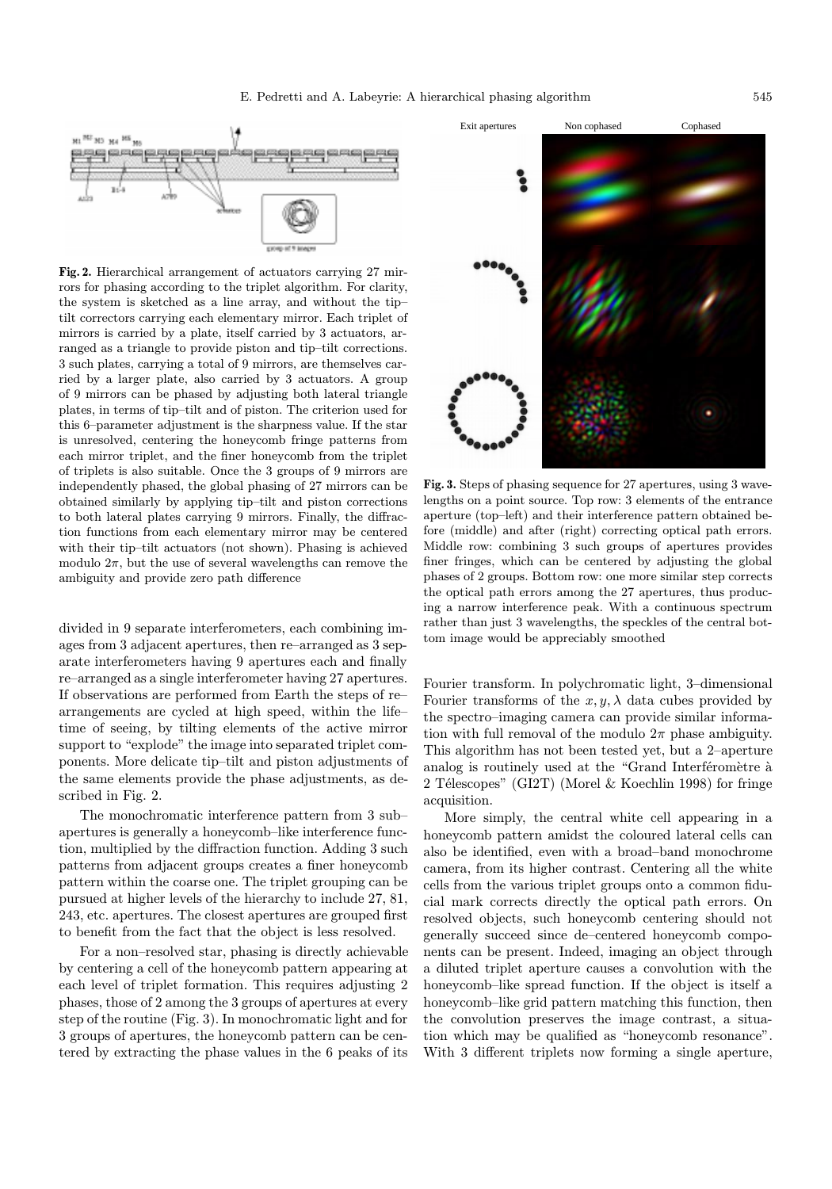**Fig. 2.** Hierarchical arrangement of actuators carrying 27 mirrors for phasing according to the triplet algorithm. For clarity, the system is sketched as a line array, and without the tip–tilt correctors carrying each elementary mirror. Each triplet of mirrors is carried by a plate, itself carried by 3 actuators, arranged as a triangle to provide piston and tip–tilt corrections. 3 such plates, carrying a total of 9 mirrors, are themselves carried by a larger plate, also carried by 3 actuators. A group of 9 mirrors can be phased by adjusting both lateral triangle plates, in terms of tip–tilt and of piston. The criterion used for this 6–parameter adjustment is the sharpness value. If the star is unresolved, centering the honeycomb fringe patterns from each mirror triplet, and the finer honeycomb from the triplet of triplets is also suitable. Once the 3 groups of 9 mirrors are independently phased, the global phasing of 27 mirrors can be obtained similarly by applying tip–tilt and piston corrections to both lateral plates carrying 9 mirrors. Finally, the diffraction functions from each elementary mirror may be centered with their tip–tilt actuators (not shown). Phasing is achieved modulo $2\pi$, but the use of several wavelengths can remove the ambiguity and provide zero path difference

divided in 9 separate interferometers, each combining images from 3 adjacent apertures, then re–arranged as 3 separate interferometers having 9 apertures each and finally re–arranged as a single interferometer having 27 apertures. If observations are performed from Earth the steps of re–arrangements are cycled at high speed, within the life–time of seeing, by tilting elements of the active mirror support to "explode" the image into separated triplet components. More delicate tip–tilt and piston adjustments of the same elements provide the phase adjustments, as described in Fig. 2.

The monochromatic interference pattern from 3 sub–apertures is generally a honeycomb–like interference function, multiplied by the diffraction function. Adding 3 such patterns from adjacent groups creates a finer honeycomb pattern within the coarse one. The triplet grouping can be pursued at higher levels of the hierarchy to include 27, 81, 243, etc. apertures. The closest apertures are grouped first to benefit from the fact that the object is less resolved.

For a non–resolved star, phasing is directly achievable by centering a cell of the honeycomb pattern appearing at each level of triplet formation. This requires adjusting 2 phases, those of 2 among the 3 groups of apertures at every step of the routine (Fig. 3). In monochromatic light and for 3 groups of apertures, the honeycomb pattern can be centered by extracting the phase values in the 6 peaks of its Fourier transform. In polychromatic light, 3–dimensional Fourier transforms of the $x, y, \lambda$ data cubes provided by the spectro–imaging camera can provide similar information with full removal of the modulo $2\pi$ phase ambiguity. This algorithm has not been tested yet, but a 2–aperture analog is routinely used at the "Grand Interféromètre à 2 Télescopes" (GI2T) (Morel & Koechlin 1998) for fringe acquisition.

**Fig. 3.** Steps of phasing sequence for 27 apertures, using 3 wavelengths on a point source. Top row: 3 elements of the entrance aperture (top–left) and their interference pattern obtained before (middle) and after (right) correcting optical path errors. Middle row: combining 3 such groups of apertures provides finer fringes, which can be centered by adjusting the global phases of 2 groups. Bottom row: one more similar step corrects the optical path errors among the 27 apertures, thus producing a narrow interference peak. With a continuous spectrum rather than just 3 wavelengths, the speckles of the central bottom image would be appreciably smoothed

More simply, the central white cell appearing in a honeycomb pattern amidst the coloured lateral cells can also be identified, even with a broad–band monochrome camera, from its higher contrast. Centering all the white cells from the various triplet groups onto a common fiducial mark corrects directly the optical path errors. On resolved objects, such honeycomb centering should not generally succeed since de–centered honeycomb components can be present. Indeed, imaging an object through a diluted triplet aperture causes a convolution with the honeycomb–like spread function. If the object is itself a honeycomb–like grid pattern matching this function, then the convolution preserves the image contrast, a situation which may be qualified as "honeycomb resonance". With 3 different triplets now forming a single aperture,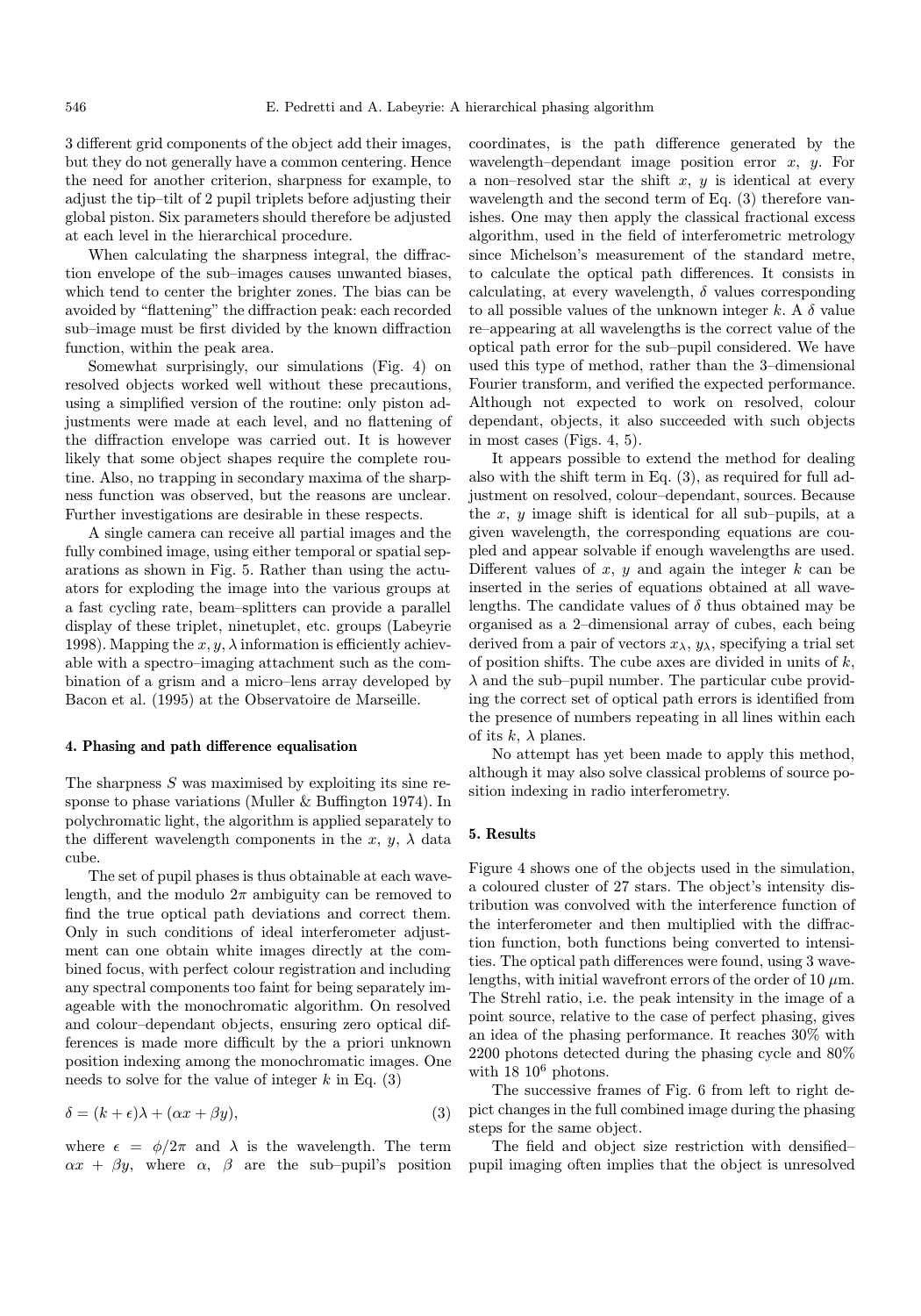3 different grid components of the object add their images, but they do not generally have a common centering. Hence the need for another criterion, sharpness for example, to adjust the tip–tilt of 2 pupil triplets before adjusting their global piston. Six parameters should therefore be adjusted at each level in the hierarchical procedure.

When calculating the sharpness integral, the diffraction envelope of the sub–images causes unwanted biases, which tend to center the brighter zones. The bias can be avoided by "flattening" the diffraction peak: each recorded sub–image must be first divided by the known diffraction function, within the peak area.

Somewhat surprisingly, our simulations (Fig. 4) on resolved objects worked well without these precautions, using a simplified version of the routine: only piston adjustments were made at each level, and no flattening of the diffraction envelope was carried out. It is however likely that some object shapes require the complete routine. Also, no trapping in secondary maxima of the sharpness function was observed, but the reasons are unclear. Further investigations are desirable in these respects.

A single camera can receive all partial images and the fully combined image, using either temporal or spatial separations as shown in Fig. 5. Rather than using the actuators for exploding the image into the various groups at a fast cycling rate, beam–splitters can provide a parallel display of these triplet, ninetuplet, etc. groups (Labeyrie 1998). Mapping the $x, y, \lambda$ information is efficiently achievable with a spectro–imaging attachment such as the combination of a grism and a micro–lens array developed by Bacon et al. (1995) at the Observatoire de Marseille.

## 4. Phasing and path difference equalisation

The sharpness $S$ was maximised by exploiting its sine response to phase variations (Muller & Buffington 1974). In polychromatic light, the algorithm is applied separately to the different wavelength components in the $x$, $y$, $\lambda$ data cube.

The set of pupil phases is thus obtainable at each wavelength, and the modulo $2\pi$ ambiguity can be removed to find the true optical path deviations and correct them. Only in such conditions of ideal interferometer adjustment can one obtain white images directly at the combined focus, with perfect colour registration and including any spectral components too faint for being separately imageable with the monochromatic algorithm. On resolved and colour–dependant objects, ensuring zero optical differences is made more difficult by the a priori unknown position indexing among the monochromatic images. One needs to solve for the value of integer $k$ in Eq. (3)

$$\delta = (k + \epsilon)\lambda + (\alpha x + \beta y), \tag{3}$$

where $\epsilon = \phi/2\pi$ and $\lambda$ is the wavelength. The term $\alpha x + \beta y$, where $\alpha$, $\beta$ are the sub–pupil's position coordinates, is the path difference generated by the wavelength–dependant image position error $x$, $y$. For a non–resolved star the shift $x$, $y$ is identical at every wavelength and the second term of Eq. (3) therefore vanishes. One may then apply the classical fractional excess algorithm, used in the field of interferometric metrology since Michelson's measurement of the standard metre, to calculate the optical path differences. It consists in calculating, at every wavelength, $\delta$ values corresponding to all possible values of the unknown integer $k$. A $\delta$ value re–appearing at all wavelengths is the correct value of the optical path error for the sub–pupil considered. We have used this type of method, rather than the 3–dimensional Fourier transform, and verified the expected performance. Although not expected to work on resolved, colour dependant, objects, it also succeeded with such objects in most cases (Figs. 4, 5).

It appears possible to extend the method for dealing also with the shift term in Eq. (3), as required for full adjustment on resolved, colour–dependant, sources. Because the $x$, $y$ image shift is identical for all sub–pupils, at a given wavelength, the corresponding equations are coupled and appear solvable if enough wavelengths are used. Different values of $x$, $y$ and again the integer $k$ can be inserted in the series of equations obtained at all wavelengths. The candidate values of $\delta$ thus obtained may be organised as a 2–dimensional array of cubes, each being derived from a pair of vectors $x_\lambda$, $y_\lambda$, specifying a trial set of position shifts. The cube axes are divided in units of $k$, $\lambda$ and the sub–pupil number. The particular cube providing the correct set of optical path errors is identified from the presence of numbers repeating in all lines within each of its $k$, $\lambda$ planes.

No attempt has yet been made to apply this method, although it may also solve classical problems of source position indexing in radio interferometry.

## 5. Results

Figure 4 shows one of the objects used in the simulation, a coloured cluster of 27 stars. The object's intensity distribution was convolved with the interference function of the interferometer and then multiplied with the diffraction function, both functions being converted to intensities. The optical path differences were found, using 3 wavelengths, with initial wavefront errors of the order of 10 $\mu$m. The Strehl ratio, i.e. the peak intensity in the image of a point source, relative to the case of perfect phasing, gives an idea of the phasing performance. It reaches 30% with 2200 photons detected during the phasing cycle and 80% with $18\ 10^6$ photons.

The successive frames of Fig. 6 from left to right depict changes in the full combined image during the phasing steps for the same object.

The field and object size restriction with densified–pupil imaging often implies that the object is unresolved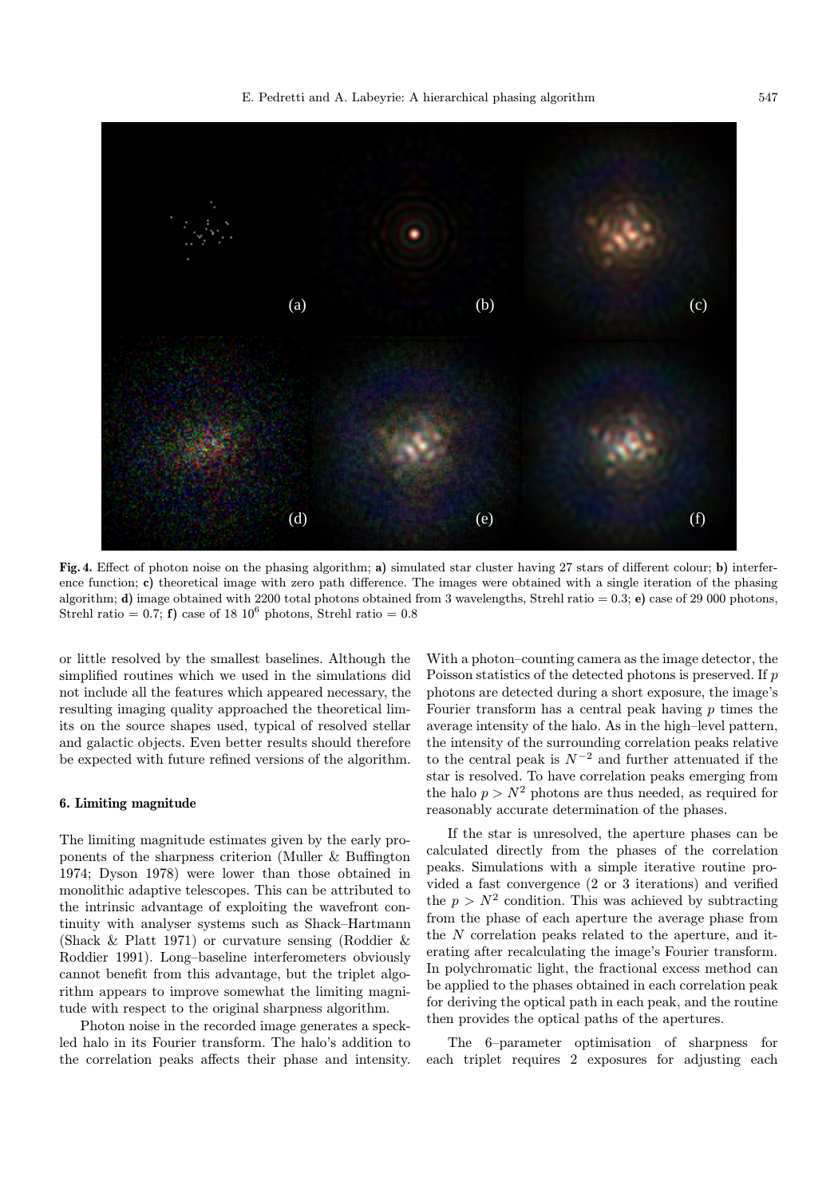**Fig. 4.** Effect of photon noise on the phasing algorithm; **a)** simulated star cluster having 27 stars of different colour; **b)** interference function; **c)** theoretical image with zero path difference. The images were obtained with a single iteration of the phasing algorithm; **d)** image obtained with 2200 total photons obtained from 3 wavelengths, Strehl ratio = 0.3; **e)** case of 29 000 photons, Strehl ratio = 0.7; **f)** case of 18 $10^6$ photons, Strehl ratio = 0.8

or little resolved by the smallest baselines. Although the simplified routines which we used in the simulations did not include all the features which appeared necessary, the resulting imaging quality approached the theoretical limits on the source shapes used, typical of resolved stellar and galactic objects. Even better results should therefore be expected with future refined versions of the algorithm.

## 6. Limiting magnitude

The limiting magnitude estimates given by the early proponents of the sharpness criterion (Muller & Buffington 1974; Dyson 1978) were lower than those obtained in monolithic adaptive telescopes. This can be attributed to the intrinsic advantage of exploiting the wavefront continuity with analyser systems such as Shack–Hartmann (Shack & Platt 1971) or curvature sensing (Roddier & Roddier 1991). Long–baseline interferometers obviously cannot benefit from this advantage, but the triplet algorithm appears to improve somewhat the limiting magnitude with respect to the original sharpness algorithm.

Photon noise in the recorded image generates a speckled halo in its Fourier transform. The halo's addition to the correlation peaks affects their phase and intensity. With a photon–counting camera as the image detector, the Poisson statistics of the detected photons is preserved. If $p$ photons are detected during a short exposure, the image's Fourier transform has a central peak having $p$ times the average intensity of the halo. As in the high–level pattern, the intensity of the surrounding correlation peaks relative to the central peak is $N^{-2}$ and further attenuated if the star is resolved. To have correlation peaks emerging from the halo $p > N^2$ photons are thus needed, as required for reasonably accurate determination of the phases.

If the star is unresolved, the aperture phases can be calculated directly from the phases of the correlation peaks. Simulations with a simple iterative routine provided a fast convergence (2 or 3 iterations) and verified the $p > N^2$ condition. This was achieved by subtracting from the phase of each aperture the average phase from the $N$ correlation peaks related to the aperture, and iterating after recalculating the image's Fourier transform. In polychromatic light, the fractional excess method can be applied to the phases obtained in each correlation peak for deriving the optical path in each peak, and the routine then provides the optical paths of the apertures.

The 6–parameter optimisation of sharpness for each triplet requires 2 exposures for adjusting each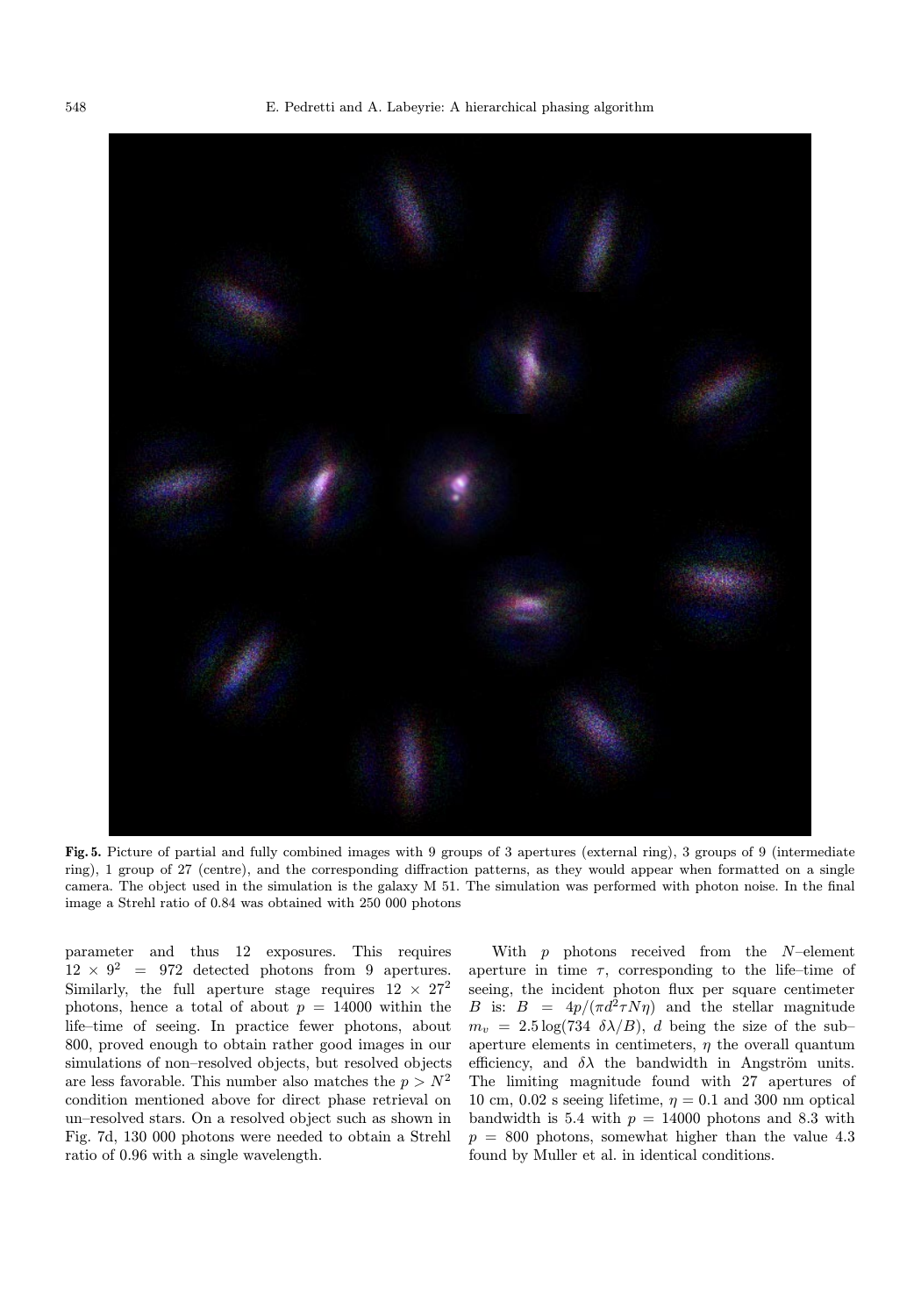**Fig. 5.** Picture of partial and fully combined images with 9 groups of 3 apertures (external ring), 3 groups of 9 (intermediate ring), 1 group of 27 (centre), and the corresponding diffraction patterns, as they would appear when formatted on a single camera. The object used in the simulation is the galaxy M 51. The simulation was performed with photon noise. In the final image a Strehl ratio of 0.84 was obtained with 250 000 photons

parameter and thus 12 exposures. This requires $12 \times 9^2 = 972$ detected photons from 9 apertures. Similarly, the full aperture stage requires $12 \times 27^2$ photons, hence a total of about $p = 14000$ within the life–time of seeing. In practice fewer photons, about 800, proved enough to obtain rather good images in our simulations of non–resolved objects, but resolved objects are less favorable. This number also matches the $p > N^2$ condition mentioned above for direct phase retrieval on un–resolved stars. On a resolved object such as shown in Fig. 7d, 130 000 photons were needed to obtain a Strehl ratio of 0.96 with a single wavelength.

With $p$ photons received from the $N$–element aperture in time $\tau$, corresponding to the life–time of seeing, the incident photon flux per square centimeter $B$ is: $B = 4p/(\pi d^2 \tau N \eta)$ and the stellar magnitude $m_v = 2.5 \log(734\ \delta\lambda/B)$, $d$ being the size of the sub–aperture elements in centimeters, $\eta$ the overall quantum efficiency, and $\delta\lambda$ the bandwidth in Angström units. The limiting magnitude found with 27 apertures of 10 cm, 0.02 s seeing lifetime, $\eta = 0.1$ and 300 nm optical bandwidth is 5.4 with $p = 14000$ photons and 8.3 with $p = 800$ photons, somewhat higher than the value 4.3 found by Muller et al. in identical conditions.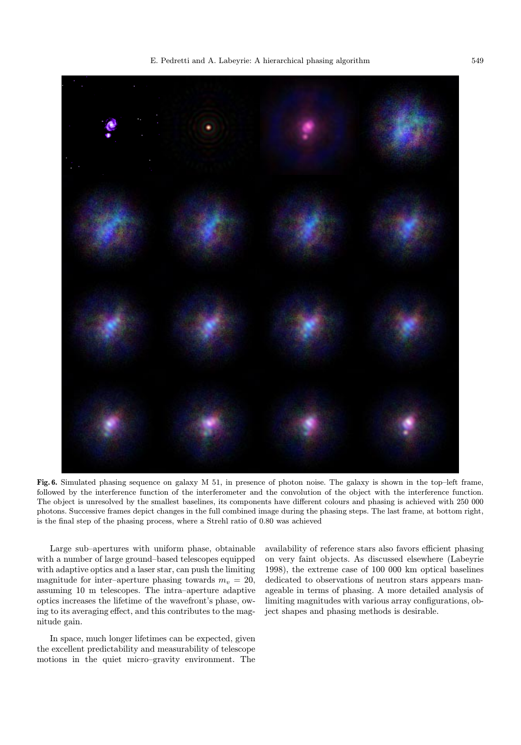**Fig. 6.** Simulated phasing sequence on galaxy M 51, in presence of photon noise. The galaxy is shown in the top–left frame, followed by the interference function of the interferometer and the convolution of the object with the interference function. The object is unresolved by the smallest baselines, its components have different colours and phasing is achieved with 250 000 photons. Successive frames depict changes in the full combined image during the phasing steps. The last frame, at bottom right, is the final step of the phasing process, where a Strehl ratio of 0.80 was achieved

Large sub–apertures with uniform phase, obtainable with a number of large ground–based telescopes equipped with adaptive optics and a laser star, can push the limiting magnitude for inter–aperture phasing towards $m_v = 20$, assuming 10 m telescopes. The intra–aperture adaptive optics increases the lifetime of the wavefront's phase, owing to its averaging effect, and this contributes to the magnitude gain.

In space, much longer lifetimes can be expected, given the excellent predictability and measurability of telescope motions in the quiet micro–gravity environment. The availability of reference stars also favors efficient phasing on very faint objects. As discussed elsewhere (Labeyrie 1998), the extreme case of 100 000 km optical baselines dedicated to observations of neutron stars appears manageable in terms of phasing. A more detailed analysis of limiting magnitudes with various array configurations, object shapes and phasing methods is desirable.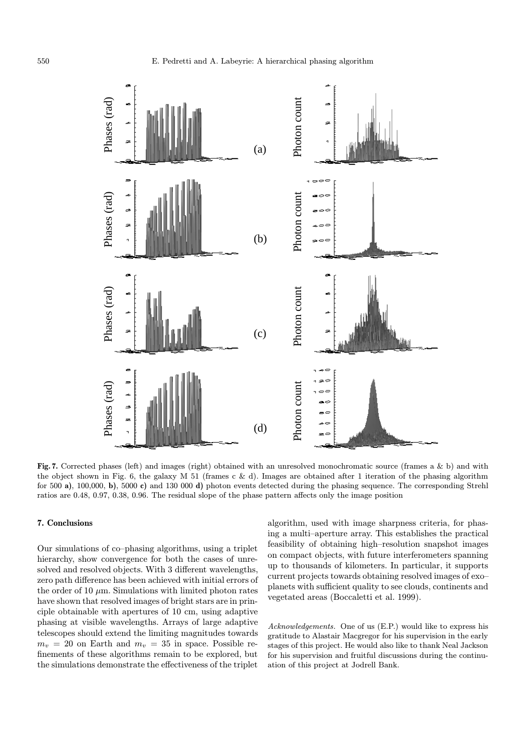**Fig. 7.** Corrected phases (left) and images (right) obtained with an unresolved monochromatic source (frames a & b) and with the object shown in Fig. 6, the galaxy M 51 (frames c & d). Images are obtained after 1 iteration of the phasing algorithm for 500 **a)**, 100,000, **b)**, 5000 **c)** and 130 000 **d)** photon events detected during the phasing sequence. The corresponding Strehl ratios are 0.48, 0.97, 0.38, 0.96. The residual slope of the phase pattern affects only the image position

## 7. Conclusions

Our simulations of co–phasing algorithms, using a triplet hierarchy, show convergence for both the cases of unresolved and resolved objects. With 3 different wavelengths, zero path difference has been achieved with initial errors of the order of 10 $\mu$m. Simulations with limited photon rates have shown that resolved images of bright stars are in principle obtainable with apertures of 10 cm, using adaptive phasing at visible wavelengths. Arrays of large adaptive telescopes should extend the limiting magnitudes towards $m_v = 20$ on Earth and $m_v = 35$ in space. Possible refinements of these algorithms remain to be explored, but the simulations demonstrate the effectiveness of the triplet algorithm, used with image sharpness criteria, for phasing a multi–aperture array. This establishes the practical feasibility of obtaining high–resolution snapshot images on compact objects, with future interferometers spanning up to thousands of kilometers. In particular, it supports current projects towards obtaining resolved images of exo–planets with sufficient quality to see clouds, continents and vegetated areas (Boccaletti et al. 1999).

*Acknowledgements.* One of us (E.P.) would like to express his gratitude to Alastair Macgregor for his supervision in the early stages of this project. He would also like to thank Neal Jackson for his supervision and fruitful discussions during the continuation of this project at Jodrell Bank.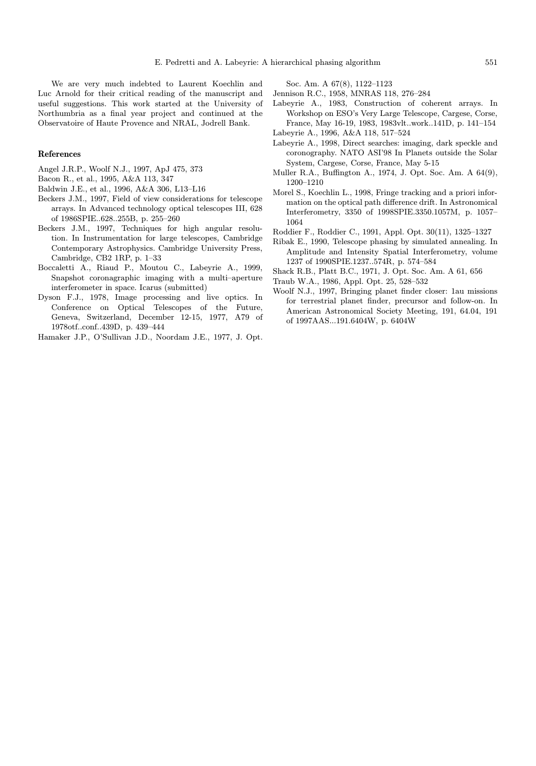We are very much indebted to Laurent Koechlin and Luc Arnold for their critical reading of the manuscript and useful suggestions. This work started at the University of Northumbria as a final year project and continued at the Observatoire of Haute Provence and NRAL, Jodrell Bank.

## References

Angel J.R.P., Woolf N.J., 1997, ApJ 475, 373

Bacon R., et al., 1995, A&A 113, 347

Baldwin J.E., et al., 1996, A&A 306, L13–L16

Beckers J.M., 1997, Field of view considerations for telescope arrays. In Advanced technology optical telescopes III, 628 of 1986SPIE..628..255B, p. 255–260

Beckers J.M., 1997, Techniques for high angular resolution. In Instrumentation for large telescopes, Cambridge Contemporary Astrophysics. Cambridge University Press, Cambridge, CB2 1RP, p. 1–33

Boccaletti A., Riaud P., Moutou C., Labeyrie A., 1999, Snapshot coronagraphic imaging with a multi–aperture interferometer in space. Icarus (submitted)

Dyson F.J., 1978, Image processing and live optics. In Conference on Optical Telescopes of the Future, Geneva, Switzerland, December 12-15, 1977, A79 of 1978otf..conf..439D, p. 439–444

Hamaker J.P., O'Sullivan J.D., Noordam J.E., 1977, J. Opt. Soc. Am. A 67(8), 1122–1123

Jennison R.C., 1958, MNRAS 118, 276–284

Labeyrie A., 1983, Construction of coherent arrays. In Workshop on ESO's Very Large Telescope, Cargese, Corse, France, May 16-19, 1983, 1983vlt..work..141D, p. 141–154

Labeyrie A., 1996, A&A 118, 517–524

Labeyrie A., 1998, Direct searches: imaging, dark speckle and coronography. NATO ASI'98 In Planets outside the Solar System, Cargese, Corse, France, May 5-15

Muller R.A., Buffington A., 1974, J. Opt. Soc. Am. A 64(9), 1200–1210

Morel S., Koechlin L., 1998, Fringe tracking and a priori information on the optical path difference drift. In Astronomical Interferometry, 3350 of 1998SPIE.3350.1057M, p. 1057–1064

Roddier F., Roddier C., 1991, Appl. Opt. 30(11), 1325–1327

Ribak E., 1990, Telescope phasing by simulated annealing. In Amplitude and Intensity Spatial Interferometry, volume 1237 of 1990SPIE.1237..574R, p. 574–584

Shack R.B., Platt B.C., 1971, J. Opt. Soc. Am. A 61, 656

Traub W.A., 1986, Appl. Opt. 25, 528–532

Woolf N.J., 1997, Bringing planet finder closer: 1au missions for terrestrial planet finder, precursor and follow-on. In American Astronomical Society Meeting, 191, 64.04, 191 of 1997AAS...191.6404W, p. 6404W